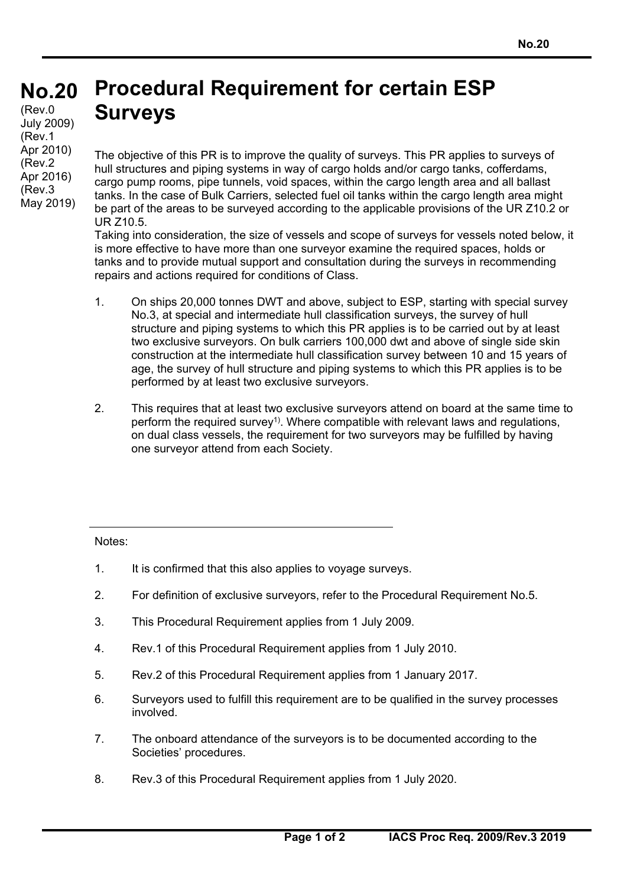# No.20 Procedural Requirement for certain ESP Surveys

(Rev.0 July 2009)
(Rev.1 Apr 2010)
(Rev.2 Apr 2016)
(Rev.3 May 2019)

The objective of this PR is to improve the quality of surveys. This PR applies to surveys of hull structures and piping systems in way of cargo holds and/or cargo tanks, cofferdams, cargo pump rooms, pipe tunnels, void spaces, within the cargo length area and all ballast tanks. In the case of Bulk Carriers, selected fuel oil tanks within the cargo length area might be part of the areas to be surveyed according to the applicable provisions of the UR Z10.2 or UR Z10.5.

Taking into consideration, the size of vessels and scope of surveys for vessels noted below, it is more effective to have more than one surveyor examine the required spaces, holds or tanks and to provide mutual support and consultation during the surveys in recommending repairs and actions required for conditions of Class.

1. On ships 20,000 tonnes DWT and above, subject to ESP, starting with special survey No.3, at special and intermediate hull classification surveys, the survey of hull structure and piping systems to which this PR applies is to be carried out by at least two exclusive surveyors. On bulk carriers 100,000 dwt and above of single side skin construction at the intermediate hull classification survey between 10 and 15 years of age, the survey of hull structure and piping systems to which this PR applies is to be performed by at least two exclusive surveyors.

2. This requires that at least two exclusive surveyors attend on board at the same time to perform the required survey[1)]. Where compatible with relevant laws and regulations, on dual class vessels, the requirement for two surveyors may be fulfilled by having one surveyor attend from each Society.

---

Notes:

1. It is confirmed that this also applies to voyage surveys.

2. For definition of exclusive surveyors, refer to the Procedural Requirement No.5.

3. This Procedural Requirement applies from 1 July 2009.

4. Rev.1 of this Procedural Requirement applies from 1 July 2010.

5. Rev.2 of this Procedural Requirement applies from 1 January 2017.

6. Surveyors used to fulfill this requirement are to be qualified in the survey processes involved.

7. The onboard attendance of the surveyors is to be documented according to the Societies' procedures.

8. Rev.3 of this Procedural Requirement applies from 1 July 2020.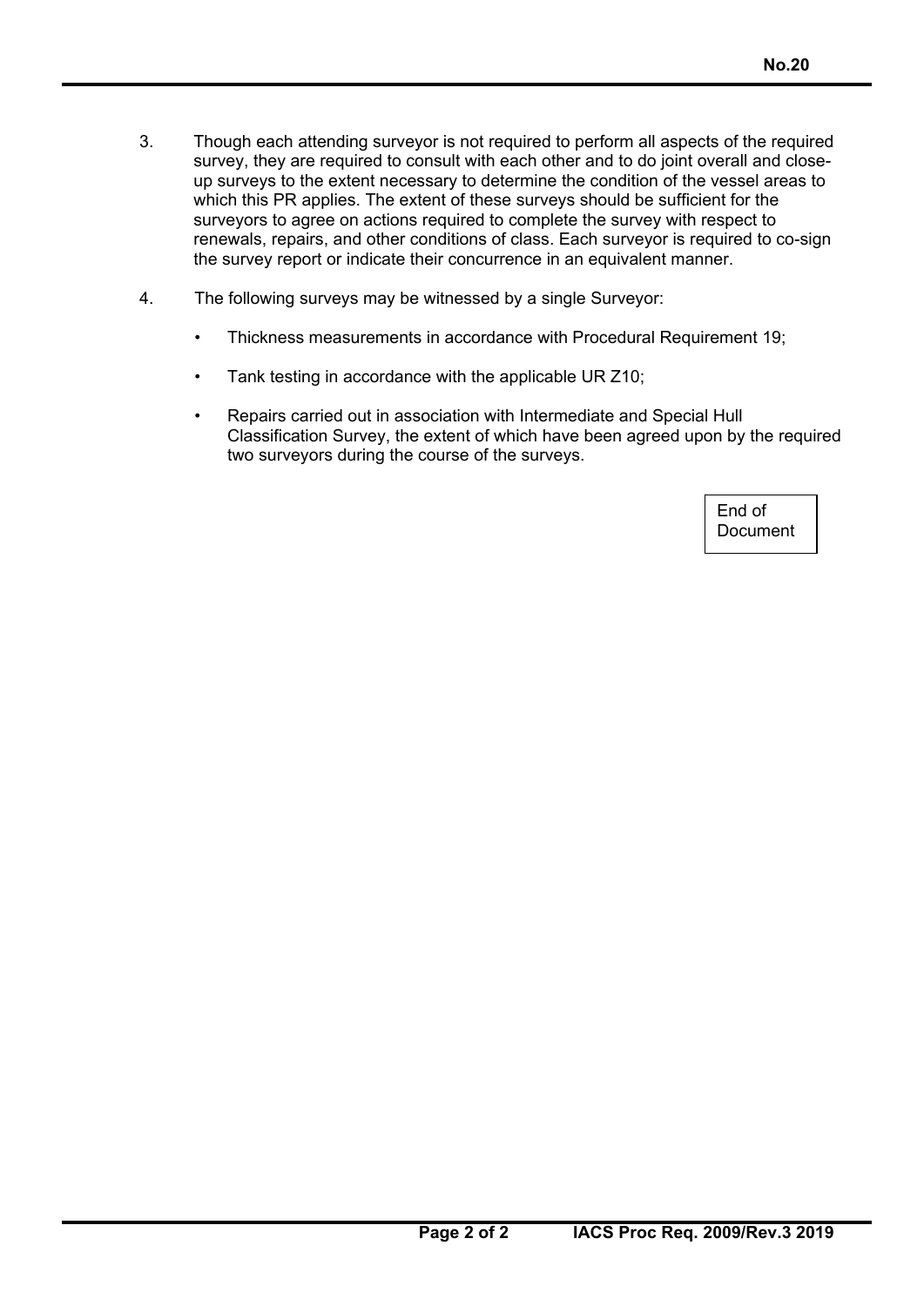3. Though each attending surveyor is not required to perform all aspects of the required survey, they are required to consult with each other and to do joint overall and close-up surveys to the extent necessary to determine the condition of the vessel areas to which this PR applies. The extent of these surveys should be sufficient for the surveyors to agree on actions required to complete the survey with respect to renewals, repairs, and other conditions of class. Each surveyor is required to co-sign the survey report or indicate their concurrence in an equivalent manner.

4. The following surveys may be witnessed by a single Surveyor:

   - Thickness measurements in accordance with Procedural Requirement 19;
   - Tank testing in accordance with the applicable UR Z10;
   - Repairs carried out in association with Intermediate and Special Hull Classification Survey, the extent of which have been agreed upon by the required two surveyors during the course of the surveys.

End of Document